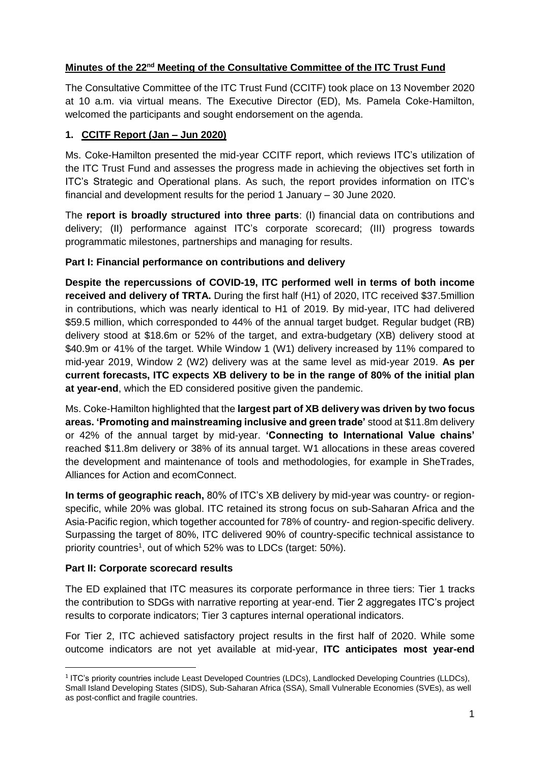## Minutes of the 22nd Meeting of the Consultative Committee of the ITC Trust Fund

The Consultative Committee of the ITC Trust Fund (CCITF) took place on 13 November 2020 at 10 a.m. via virtual means. The Executive Director (ED), Ms. Pamela Coke-Hamilton, welcomed the participants and sought endorsement on the agenda.

### 1. CCITF Report (Jan – Jun 2020)

Ms. Coke-Hamilton presented the mid-year CCITF report, which reviews ITC's utilization of the ITC Trust Fund and assesses the progress made in achieving the objectives set forth in ITC's Strategic and Operational plans. As such, the report provides information on ITC's financial and development results for the period 1 January – 30 June 2020.

The **report is broadly structured into three parts**: (I) financial data on contributions and delivery; (II) performance against ITC's corporate scorecard; (III) progress towards programmatic milestones, partnerships and managing for results.

**Part I: Financial performance on contributions and delivery**

**Despite the repercussions of COVID-19, ITC performed well in terms of both income received and delivery of TRTA.** During the first half (H1) of 2020, ITC received $37.5million in contributions, which was nearly identical to H1 of 2019. By mid-year, ITC had delivered $59.5 million, which corresponded to 44% of the annual target budget. Regular budget (RB) delivery stood at $18.6m or 52% of the target, and extra-budgetary (XB) delivery stood at $40.9m or 41% of the target. While Window 1 (W1) delivery increased by 11% compared to mid-year 2019, Window 2 (W2) delivery was at the same level as mid-year 2019. **As per current forecasts, ITC expects XB delivery to be in the range of 80% of the initial plan at year-end**, which the ED considered positive given the pandemic.

Ms. Coke-Hamilton highlighted that the **largest part of XB delivery was driven by two focus areas. 'Promoting and mainstreaming inclusive and green trade'** stood at $11.8m delivery or 42% of the annual target by mid-year. **'Connecting to International Value chains'** reached $11.8m delivery or 38% of its annual target. W1 allocations in these areas covered the development and maintenance of tools and methodologies, for example in SheTrades, Alliances for Action and ecomConnect.

**In terms of geographic reach,** 80% of ITC's XB delivery by mid-year was country- or region-specific, while 20% was global. ITC retained its strong focus on sub-Saharan Africa and the Asia-Pacific region, which together accounted for 78% of country- and region-specific delivery. Surpassing the target of 80%, ITC delivered 90% of country-specific technical assistance to priority countries[1], out of which 52% was to LDCs (target: 50%).

**Part II: Corporate scorecard results**

The ED explained that ITC measures its corporate performance in three tiers: Tier 1 tracks the contribution to SDGs with narrative reporting at year-end. Tier 2 aggregates ITC's project results to corporate indicators; Tier 3 captures internal operational indicators.

For Tier 2, ITC achieved satisfactory project results in the first half of 2020. While some outcome indicators are not yet available at mid-year, **ITC anticipates most year-end**

[1] ITC's priority countries include Least Developed Countries (LDCs), Landlocked Developing Countries (LLDCs), Small Island Developing States (SIDS), Sub-Saharan Africa (SSA), Small Vulnerable Economies (SVEs), as well as post-conflict and fragile countries.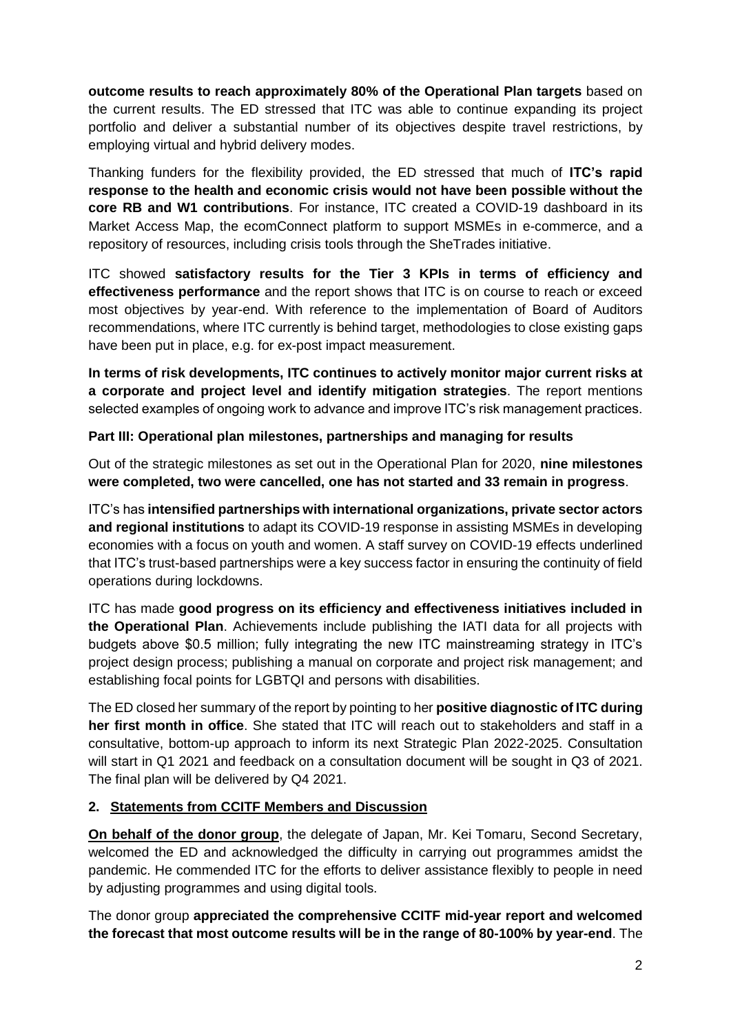**outcome results to reach approximately 80% of the Operational Plan targets** based on the current results. The ED stressed that ITC was able to continue expanding its project portfolio and deliver a substantial number of its objectives despite travel restrictions, by employing virtual and hybrid delivery modes.

Thanking funders for the flexibility provided, the ED stressed that much of **ITC's rapid response to the health and economic crisis would not have been possible without the core RB and W1 contributions**. For instance, ITC created a COVID-19 dashboard in its Market Access Map, the ecomConnect platform to support MSMEs in e-commerce, and a repository of resources, including crisis tools through the SheTrades initiative.

ITC showed **satisfactory results for the Tier 3 KPIs in terms of efficiency and effectiveness performance** and the report shows that ITC is on course to reach or exceed most objectives by year-end. With reference to the implementation of Board of Auditors recommendations, where ITC currently is behind target, methodologies to close existing gaps have been put in place, e.g. for ex-post impact measurement.

**In terms of risk developments, ITC continues to actively monitor major current risks at a corporate and project level and identify mitigation strategies**. The report mentions selected examples of ongoing work to advance and improve ITC's risk management practices.

**Part III: Operational plan milestones, partnerships and managing for results**

Out of the strategic milestones as set out in the Operational Plan for 2020, **nine milestones were completed, two were cancelled, one has not started and 33 remain in progress**.

ITC's has **intensified partnerships with international organizations, private sector actors and regional institutions** to adapt its COVID-19 response in assisting MSMEs in developing economies with a focus on youth and women. A staff survey on COVID-19 effects underlined that ITC's trust-based partnerships were a key success factor in ensuring the continuity of field operations during lockdowns.

ITC has made **good progress on its efficiency and effectiveness initiatives included in the Operational Plan**. Achievements include publishing the IATI data for all projects with budgets above $0.5 million; fully integrating the new ITC mainstreaming strategy in ITC's project design process; publishing a manual on corporate and project risk management; and establishing focal points for LGBTQI and persons with disabilities.

The ED closed her summary of the report by pointing to her **positive diagnostic of ITC during her first month in office**. She stated that ITC will reach out to stakeholders and staff in a consultative, bottom-up approach to inform its next Strategic Plan 2022-2025. Consultation will start in Q1 2021 and feedback on a consultation document will be sought in Q3 of 2021. The final plan will be delivered by Q4 2021.

## 2. Statements from CCITF Members and Discussion

**On behalf of the donor group**, the delegate of Japan, Mr. Kei Tomaru, Second Secretary, welcomed the ED and acknowledged the difficulty in carrying out programmes amidst the pandemic. He commended ITC for the efforts to deliver assistance flexibly to people in need by adjusting programmes and using digital tools.

The donor group **appreciated the comprehensive CCITF mid-year report and welcomed the forecast that most outcome results will be in the range of 80-100% by year-end**. The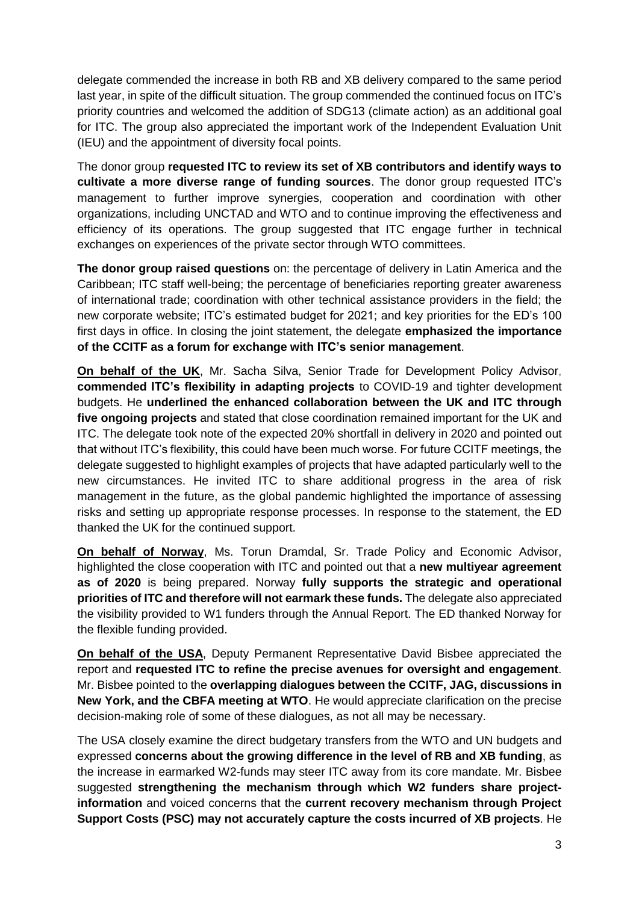delegate commended the increase in both RB and XB delivery compared to the same period last year, in spite of the difficult situation. The group commended the continued focus on ITC's priority countries and welcomed the addition of SDG13 (climate action) as an additional goal for ITC. The group also appreciated the important work of the Independent Evaluation Unit (IEU) and the appointment of diversity focal points.

The donor group **requested ITC to review its set of XB contributors and identify ways to cultivate a more diverse range of funding sources**. The donor group requested ITC's management to further improve synergies, cooperation and coordination with other organizations, including UNCTAD and WTO and to continue improving the effectiveness and efficiency of its operations. The group suggested that ITC engage further in technical exchanges on experiences of the private sector through WTO committees.

**The donor group raised questions** on: the percentage of delivery in Latin America and the Caribbean; ITC staff well-being; the percentage of beneficiaries reporting greater awareness of international trade; coordination with other technical assistance providers in the field; the new corporate website; ITC's estimated budget for 2021; and key priorities for the ED's 100 first days in office. In closing the joint statement, the delegate **emphasized the importance of the CCITF as a forum for exchange with ITC's senior management**.

**On behalf of the UK**, Mr. Sacha Silva, Senior Trade for Development Policy Advisor, **commended ITC's flexibility in adapting projects** to COVID-19 and tighter development budgets. He **underlined the enhanced collaboration between the UK and ITC through five ongoing projects** and stated that close coordination remained important for the UK and ITC. The delegate took note of the expected 20% shortfall in delivery in 2020 and pointed out that without ITC's flexibility, this could have been much worse. For future CCITF meetings, the delegate suggested to highlight examples of projects that have adapted particularly well to the new circumstances. He invited ITC to share additional progress in the area of risk management in the future, as the global pandemic highlighted the importance of assessing risks and setting up appropriate response processes. In response to the statement, the ED thanked the UK for the continued support.

**On behalf of Norway**, Ms. Torun Dramdal, Sr. Trade Policy and Economic Advisor, highlighted the close cooperation with ITC and pointed out that a **new multiyear agreement as of 2020** is being prepared. Norway **fully supports the strategic and operational priorities of ITC and therefore will not earmark these funds.** The delegate also appreciated the visibility provided to W1 funders through the Annual Report. The ED thanked Norway for the flexible funding provided.

**On behalf of the USA**, Deputy Permanent Representative David Bisbee appreciated the report and **requested ITC to refine the precise avenues for oversight and engagement**. Mr. Bisbee pointed to the **overlapping dialogues between the CCITF, JAG, discussions in New York, and the CBFA meeting at WTO**. He would appreciate clarification on the precise decision-making role of some of these dialogues, as not all may be necessary.

The USA closely examine the direct budgetary transfers from the WTO and UN budgets and expressed **concerns about the growing difference in the level of RB and XB funding**, as the increase in earmarked W2-funds may steer ITC away from its core mandate. Mr. Bisbee suggested **strengthening the mechanism through which W2 funders share project-information** and voiced concerns that the **current recovery mechanism through Project Support Costs (PSC) may not accurately capture the costs incurred of XB projects**. He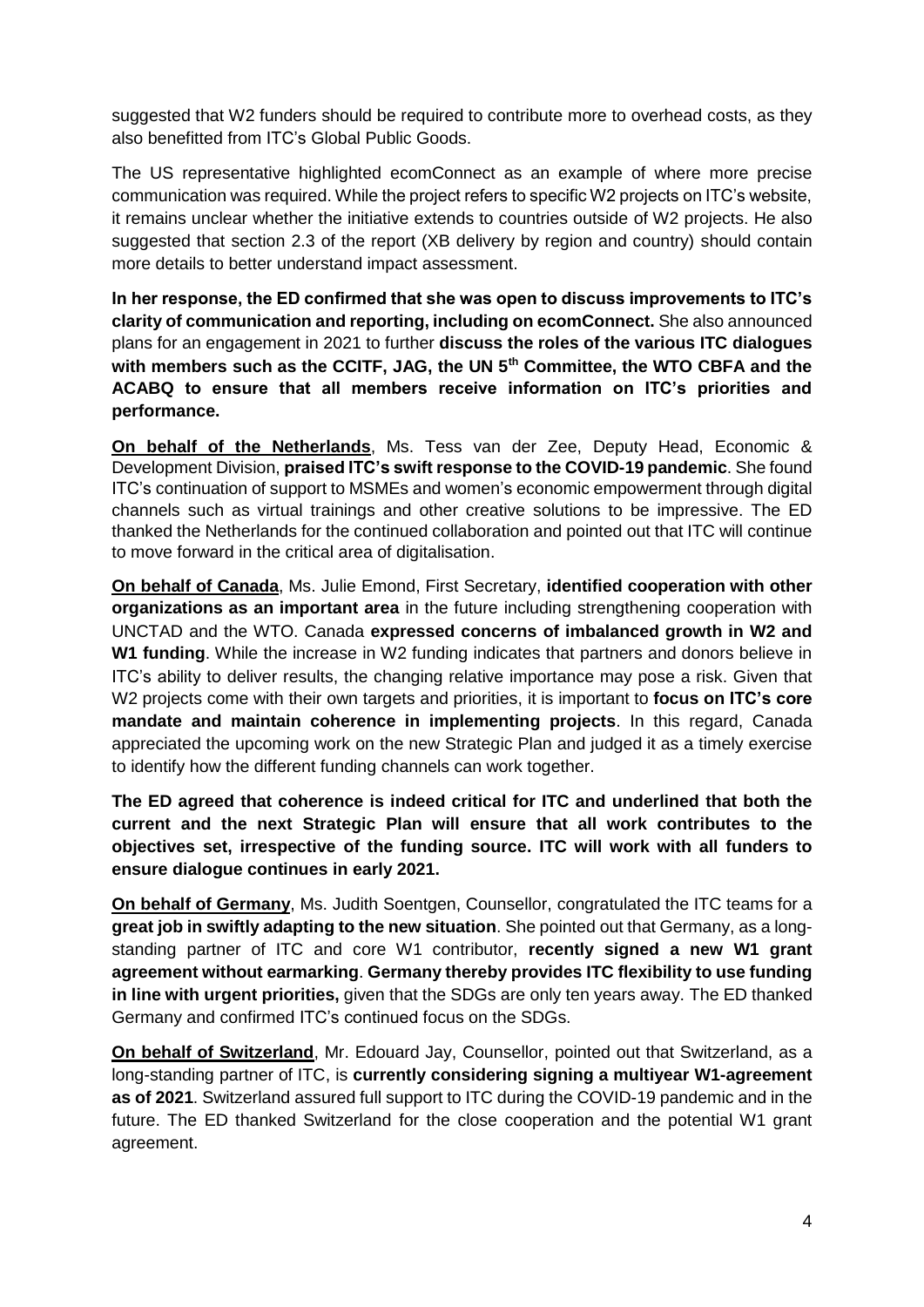suggested that W2 funders should be required to contribute more to overhead costs, as they also benefitted from ITC's Global Public Goods.

The US representative highlighted ecomConnect as an example of where more precise communication was required. While the project refers to specific W2 projects on ITC's website, it remains unclear whether the initiative extends to countries outside of W2 projects. He also suggested that section 2.3 of the report (XB delivery by region and country) should contain more details to better understand impact assessment.

**In her response, the ED confirmed that she was open to discuss improvements to ITC's clarity of communication and reporting, including on ecomConnect.** She also announced plans for an engagement in 2021 to further **discuss the roles of the various ITC dialogues with members such as the CCITF, JAG, the UN 5th Committee, the WTO CBFA and the ACABQ to ensure that all members receive information on ITC's priorities and performance.**

**On behalf of the Netherlands**, Ms. Tess van der Zee, Deputy Head, Economic & Development Division, **praised ITC's swift response to the COVID-19 pandemic**. She found ITC's continuation of support to MSMEs and women's economic empowerment through digital channels such as virtual trainings and other creative solutions to be impressive. The ED thanked the Netherlands for the continued collaboration and pointed out that ITC will continue to move forward in the critical area of digitalisation.

**On behalf of Canada**, Ms. Julie Emond, First Secretary, **identified cooperation with other organizations as an important area** in the future including strengthening cooperation with UNCTAD and the WTO. Canada **expressed concerns of imbalanced growth in W2 and W1 funding**. While the increase in W2 funding indicates that partners and donors believe in ITC's ability to deliver results, the changing relative importance may pose a risk. Given that W2 projects come with their own targets and priorities, it is important to **focus on ITC's core mandate and maintain coherence in implementing projects**. In this regard, Canada appreciated the upcoming work on the new Strategic Plan and judged it as a timely exercise to identify how the different funding channels can work together.

**The ED agreed that coherence is indeed critical for ITC and underlined that both the current and the next Strategic Plan will ensure that all work contributes to the objectives set, irrespective of the funding source. ITC will work with all funders to ensure dialogue continues in early 2021.**

**On behalf of Germany**, Ms. Judith Soentgen, Counsellor, congratulated the ITC teams for a **great job in swiftly adapting to the new situation**. She pointed out that Germany, as a long-standing partner of ITC and core W1 contributor, **recently signed a new W1 grant agreement without earmarking**. **Germany thereby provides ITC flexibility to use funding in line with urgent priorities,** given that the SDGs are only ten years away. The ED thanked Germany and confirmed ITC's continued focus on the SDGs.

**On behalf of Switzerland**, Mr. Edouard Jay, Counsellor, pointed out that Switzerland, as a long-standing partner of ITC, is **currently considering signing a multiyear W1-agreement as of 2021**. Switzerland assured full support to ITC during the COVID-19 pandemic and in the future. The ED thanked Switzerland for the close cooperation and the potential W1 grant agreement.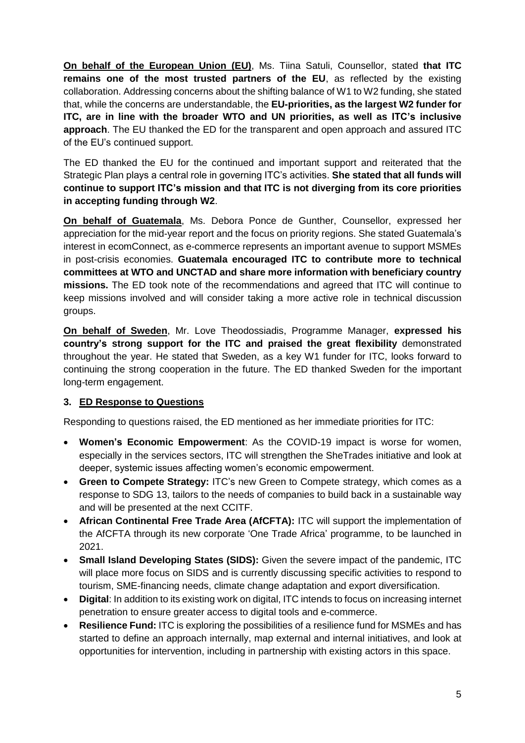**On behalf of the European Union (EU)**, Ms. Tiina Satuli, Counsellor, stated **that ITC remains one of the most trusted partners of the EU**, as reflected by the existing collaboration. Addressing concerns about the shifting balance of W1 to W2 funding, she stated that, while the concerns are understandable, the **EU-priorities, as the largest W2 funder for ITC, are in line with the broader WTO and UN priorities, as well as ITC's inclusive approach**. The EU thanked the ED for the transparent and open approach and assured ITC of the EU's continued support.

The ED thanked the EU for the continued and important support and reiterated that the Strategic Plan plays a central role in governing ITC's activities. **She stated that all funds will continue to support ITC's mission and that ITC is not diverging from its core priorities in accepting funding through W2**.

**On behalf of Guatemala**, Ms. Debora Ponce de Gunther, Counsellor, expressed her appreciation for the mid-year report and the focus on priority regions. She stated Guatemala's interest in ecomConnect, as e-commerce represents an important avenue to support MSMEs in post-crisis economies. **Guatemala encouraged ITC to contribute more to technical committees at WTO and UNCTAD and share more information with beneficiary country missions.** The ED took note of the recommendations and agreed that ITC will continue to keep missions involved and will consider taking a more active role in technical discussion groups.

**On behalf of Sweden**, Mr. Love Theodossiadis, Programme Manager, **expressed his country's strong support for the ITC and praised the great flexibility** demonstrated throughout the year. He stated that Sweden, as a key W1 funder for ITC, looks forward to continuing the strong cooperation in the future. The ED thanked Sweden for the important long-term engagement.

### 3. ED Response to Questions

Responding to questions raised, the ED mentioned as her immediate priorities for ITC:

- **Women's Economic Empowerment**: As the COVID-19 impact is worse for women, especially in the services sectors, ITC will strengthen the SheTrades initiative and look at deeper, systemic issues affecting women's economic empowerment.
- **Green to Compete Strategy:** ITC's new Green to Compete strategy, which comes as a response to SDG 13, tailors to the needs of companies to build back in a sustainable way and will be presented at the next CCITF.
- **African Continental Free Trade Area (AfCFTA):** ITC will support the implementation of the AfCFTA through its new corporate 'One Trade Africa' programme, to be launched in 2021.
- **Small Island Developing States (SIDS):** Given the severe impact of the pandemic, ITC will place more focus on SIDS and is currently discussing specific activities to respond to tourism, SME-financing needs, climate change adaptation and export diversification.
- **Digital**: In addition to its existing work on digital, ITC intends to focus on increasing internet penetration to ensure greater access to digital tools and e-commerce.
- **Resilience Fund:** ITC is exploring the possibilities of a resilience fund for MSMEs and has started to define an approach internally, map external and internal initiatives, and look at opportunities for intervention, including in partnership with existing actors in this space.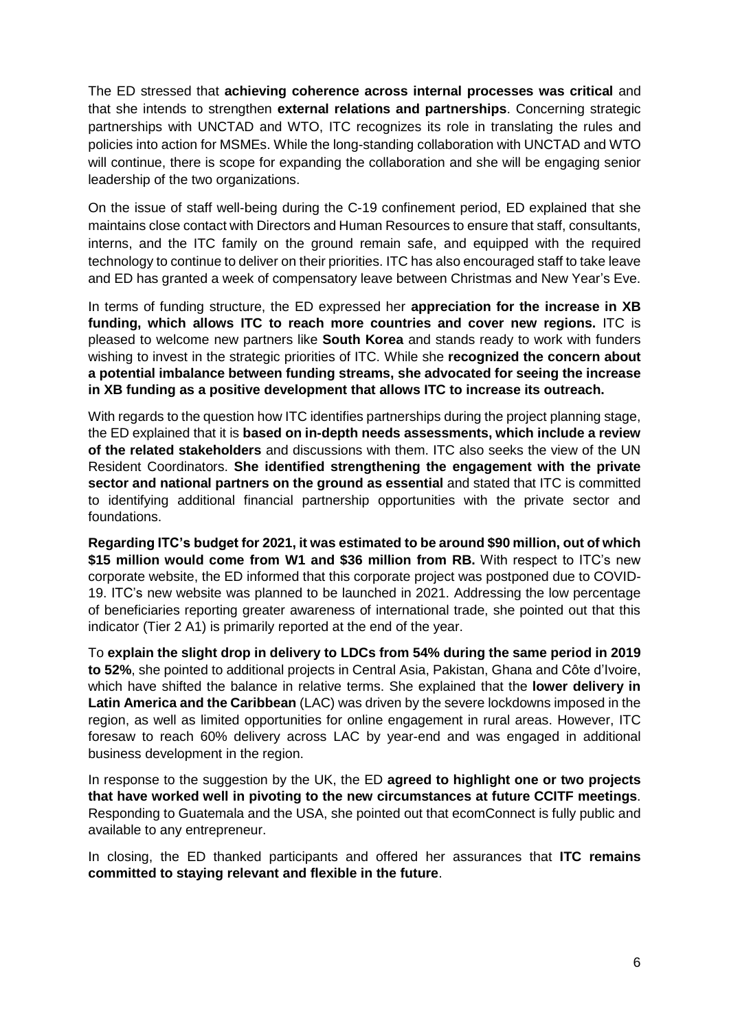The ED stressed that **achieving coherence across internal processes was critical** and that she intends to strengthen **external relations and partnerships**. Concerning strategic partnerships with UNCTAD and WTO, ITC recognizes its role in translating the rules and policies into action for MSMEs. While the long-standing collaboration with UNCTAD and WTO will continue, there is scope for expanding the collaboration and she will be engaging senior leadership of the two organizations.

On the issue of staff well-being during the C-19 confinement period, ED explained that she maintains close contact with Directors and Human Resources to ensure that staff, consultants, interns, and the ITC family on the ground remain safe, and equipped with the required technology to continue to deliver on their priorities. ITC has also encouraged staff to take leave and ED has granted a week of compensatory leave between Christmas and New Year's Eve.

In terms of funding structure, the ED expressed her **appreciation for the increase in XB funding, which allows ITC to reach more countries and cover new regions.** ITC is pleased to welcome new partners like **South Korea** and stands ready to work with funders wishing to invest in the strategic priorities of ITC. While she **recognized the concern about a potential imbalance between funding streams, she advocated for seeing the increase in XB funding as a positive development that allows ITC to increase its outreach.**

With regards to the question how ITC identifies partnerships during the project planning stage, the ED explained that it is **based on in-depth needs assessments, which include a review of the related stakeholders** and discussions with them. ITC also seeks the view of the UN Resident Coordinators. **She identified strengthening the engagement with the private sector and national partners on the ground as essential** and stated that ITC is committed to identifying additional financial partnership opportunities with the private sector and foundations.

**Regarding ITC's budget for 2021, it was estimated to be around \$90 million, out of which \$15 million would come from W1 and \$36 million from RB.** With respect to ITC's new corporate website, the ED informed that this corporate project was postponed due to COVID-19. ITC's new website was planned to be launched in 2021. Addressing the low percentage of beneficiaries reporting greater awareness of international trade, she pointed out that this indicator (Tier 2 A1) is primarily reported at the end of the year.

To **explain the slight drop in delivery to LDCs from 54% during the same period in 2019 to 52%**, she pointed to additional projects in Central Asia, Pakistan, Ghana and Côte d'Ivoire, which have shifted the balance in relative terms. She explained that the **lower delivery in Latin America and the Caribbean** (LAC) was driven by the severe lockdowns imposed in the region, as well as limited opportunities for online engagement in rural areas. However, ITC foresaw to reach 60% delivery across LAC by year-end and was engaged in additional business development in the region.

In response to the suggestion by the UK, the ED **agreed to highlight one or two projects that have worked well in pivoting to the new circumstances at future CCITF meetings**. Responding to Guatemala and the USA, she pointed out that ecomConnect is fully public and available to any entrepreneur.

In closing, the ED thanked participants and offered her assurances that **ITC remains committed to staying relevant and flexible in the future**.